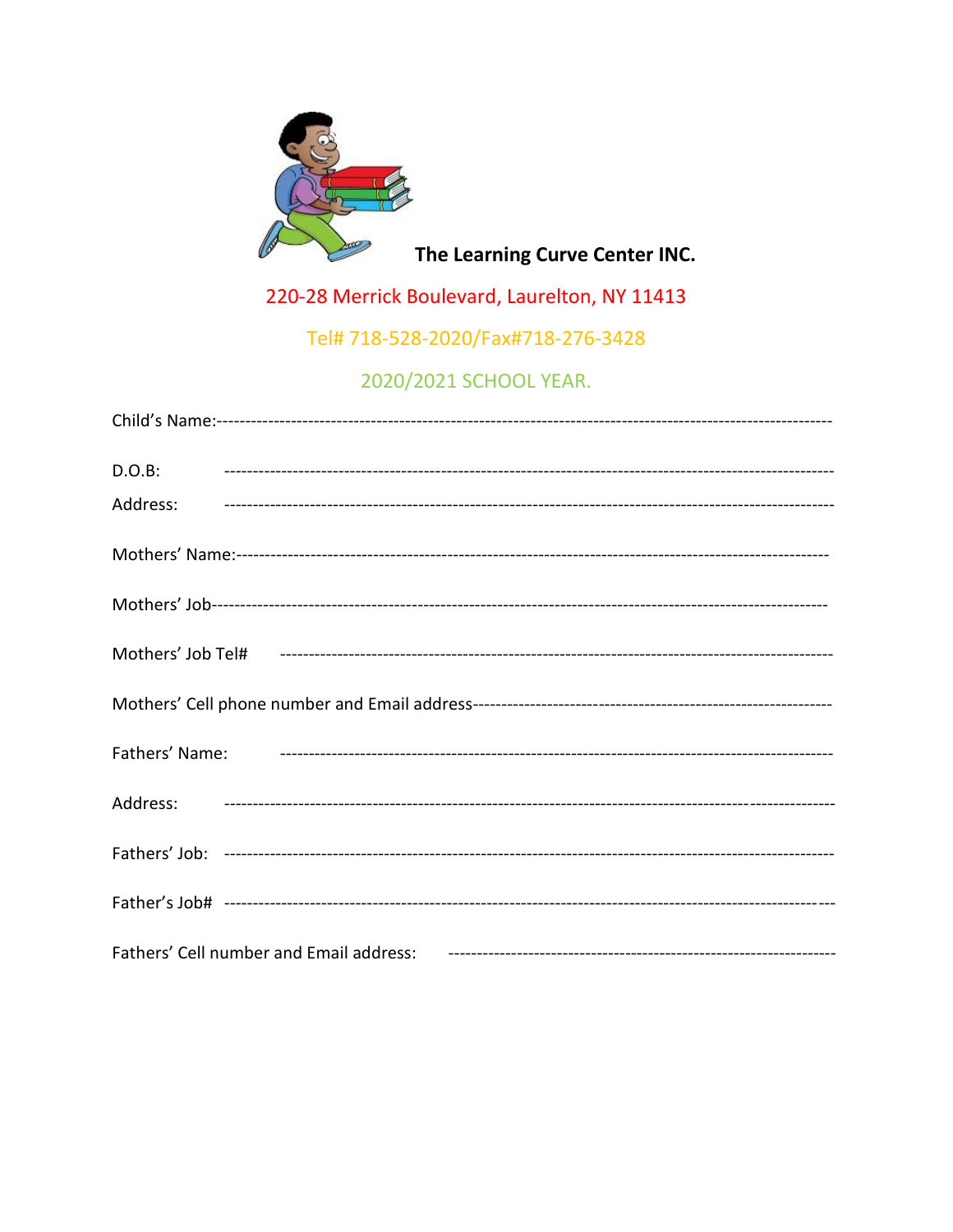**The Learning Curve Center INC.**

220-28 Merrick Boulevard, Laurelton, NY 11413

Tel# 718-528-2020/Fax#718-276-3428

2020/2021 SCHOOL YEAR.

Child's Name:------------------------------------------------------------------------------------------------------

D.O.B: ------------------------------------------------------------------------------------------------------

Address: ------------------------------------------------------------------------------------------------------

Mothers' Name:-------------------------------------------------------------------------------------------------

Mothers' Job-----------------------------------------------------------------------------------------------------

Mothers' Job Tel# ------------------------------------------------------------------------------------------

Mothers' Cell phone number and Email address-------------------------------------------------------------

Fathers' Name: ------------------------------------------------------------------------------------------

Address: ------------------------------------------------------------------------------------------------------

Fathers' Job: ------------------------------------------------------------------------------------------------------

Father's Job# ------------------------------------------------------------------------------------------------------

Fathers' Cell number and Email address: -----------------------------------------------------------------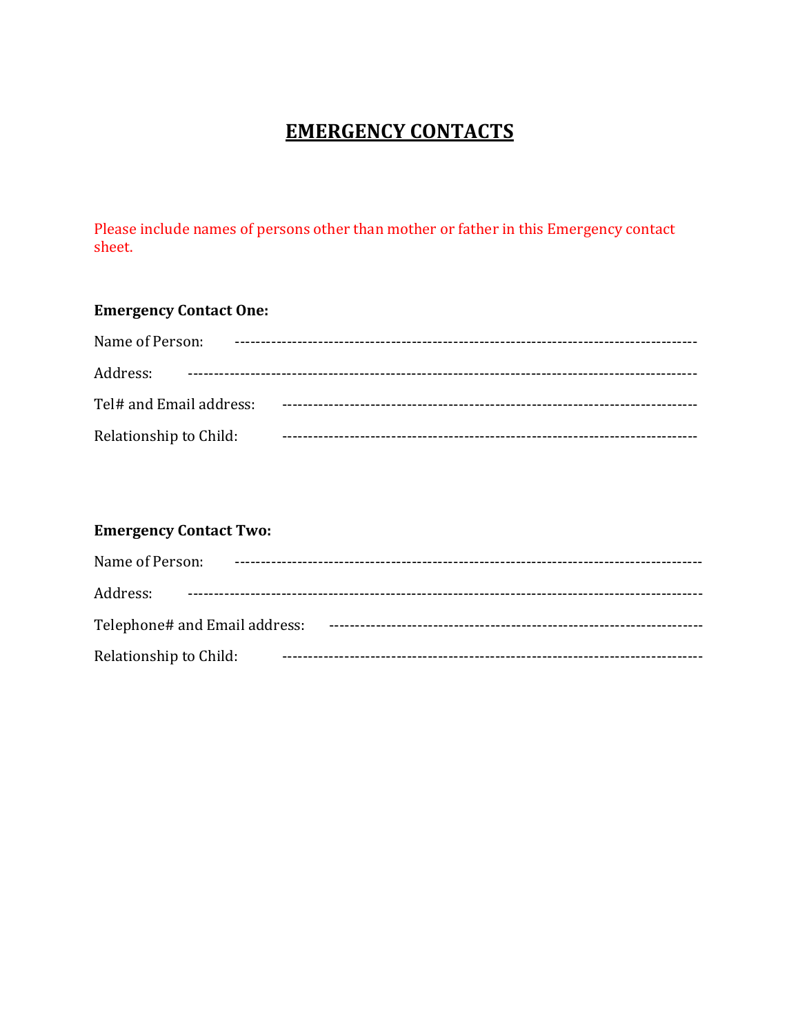# EMERGENCY CONTACTS

Please include names of persons other than mother or father in this Emergency contact sheet.

**Emergency Contact One:**

Name of Person: -----------------------------------------------------------------------------------

Address: ---------------------------------------------------------------------------------------------

Tel# and Email address: -----------------------------------------------------------------------------

Relationship to Child: -------------------------------------------------------------------------------

**Emergency Contact Two:**

Name of Person: -----------------------------------------------------------------------------------

Address: ---------------------------------------------------------------------------------------------

Telephone# and Email address: ----------------------------------------------------------------------

Relationship to Child: -------------------------------------------------------------------------------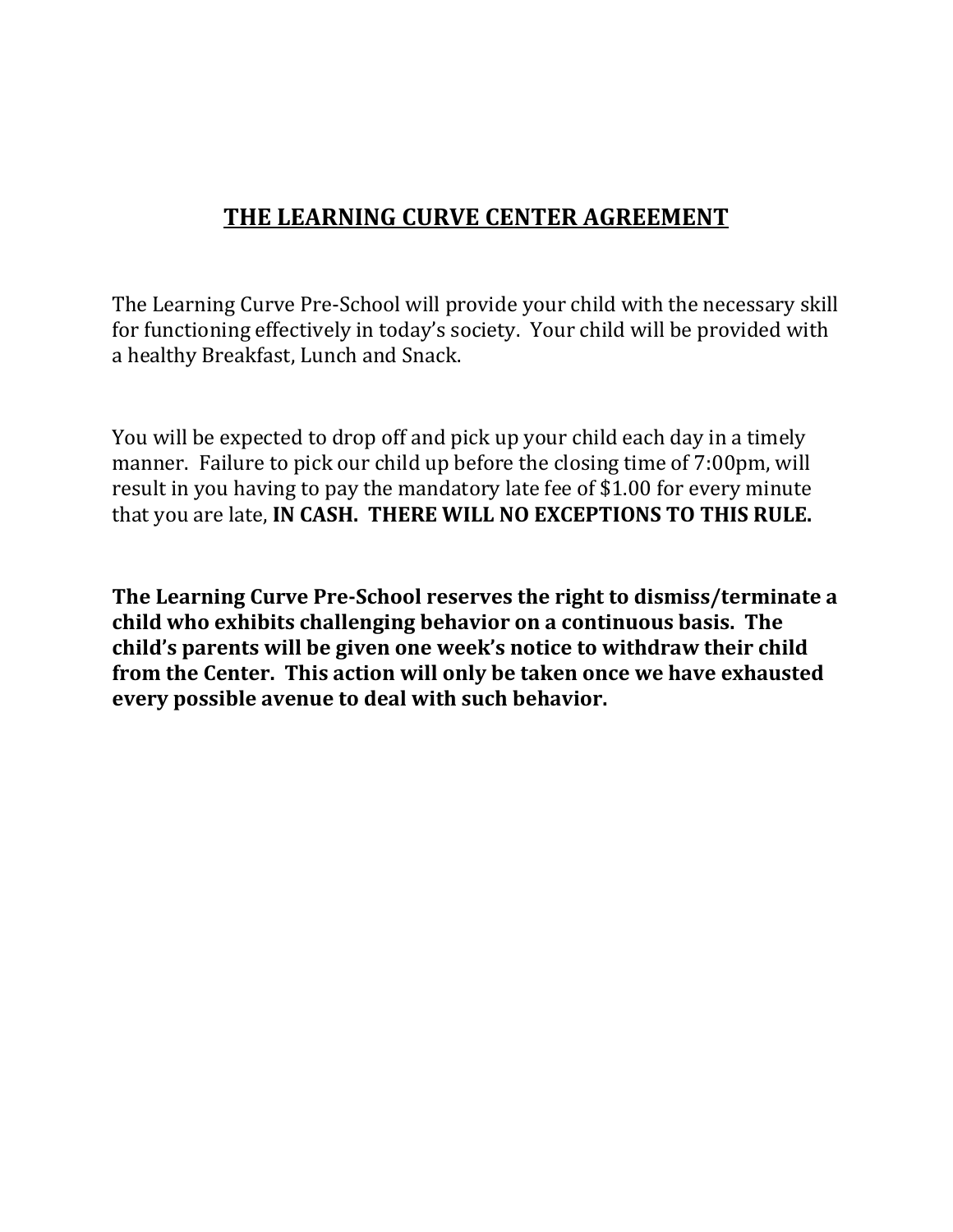# THE LEARNING CURVE CENTER AGREEMENT

The Learning Curve Pre-School will provide your child with the necessary skill for functioning effectively in today's society. Your child will be provided with a healthy Breakfast, Lunch and Snack.

You will be expected to drop off and pick up your child each day in a timely manner. Failure to pick our child up before the closing time of 7:00pm, will result in you having to pay the mandatory late fee of $1.00 for every minute that you are late, **IN CASH. THERE WILL NO EXCEPTIONS TO THIS RULE.**

**The Learning Curve Pre-School reserves the right to dismiss/terminate a child who exhibits challenging behavior on a continuous basis. The child's parents will be given one week's notice to withdraw their child from the Center. This action will only be taken once we have exhausted every possible avenue to deal with such behavior.**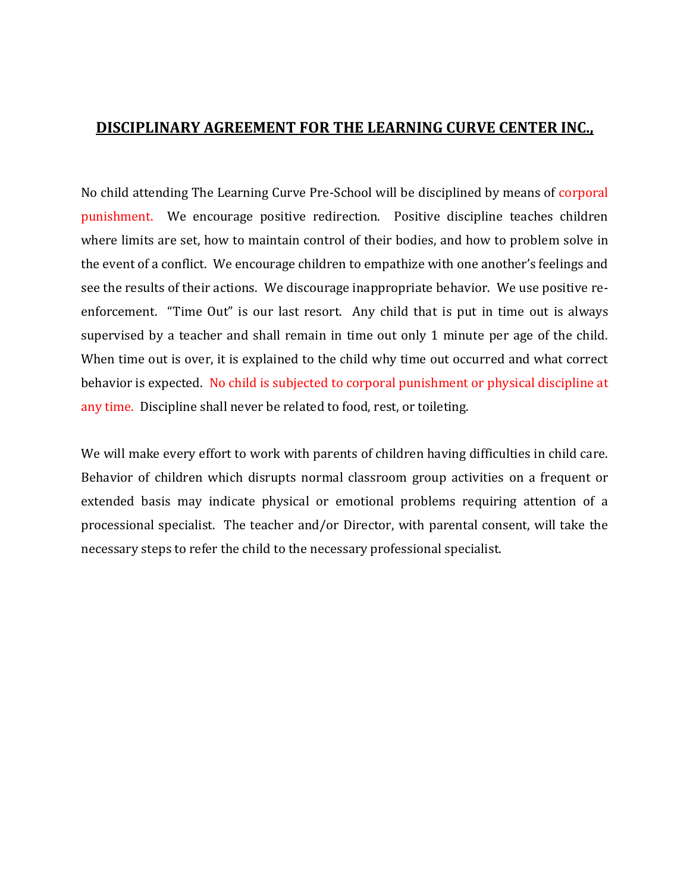## DISCIPLINARY AGREEMENT FOR THE LEARNING CURVE CENTER INC.,

No child attending The Learning Curve Pre-School will be disciplined by means of corporal punishment. We encourage positive redirection. Positive discipline teaches children where limits are set, how to maintain control of their bodies, and how to problem solve in the event of a conflict. We encourage children to empathize with one another's feelings and see the results of their actions. We discourage inappropriate behavior. We use positive re-enforcement. "Time Out" is our last resort. Any child that is put in time out is always supervised by a teacher and shall remain in time out only 1 minute per age of the child. When time out is over, it is explained to the child why time out occurred and what correct behavior is expected. No child is subjected to corporal punishment or physical discipline at any time. Discipline shall never be related to food, rest, or toileting.

We will make every effort to work with parents of children having difficulties in child care. Behavior of children which disrupts normal classroom group activities on a frequent or extended basis may indicate physical or emotional problems requiring attention of a processional specialist. The teacher and/or Director, with parental consent, will take the necessary steps to refer the child to the necessary professional specialist.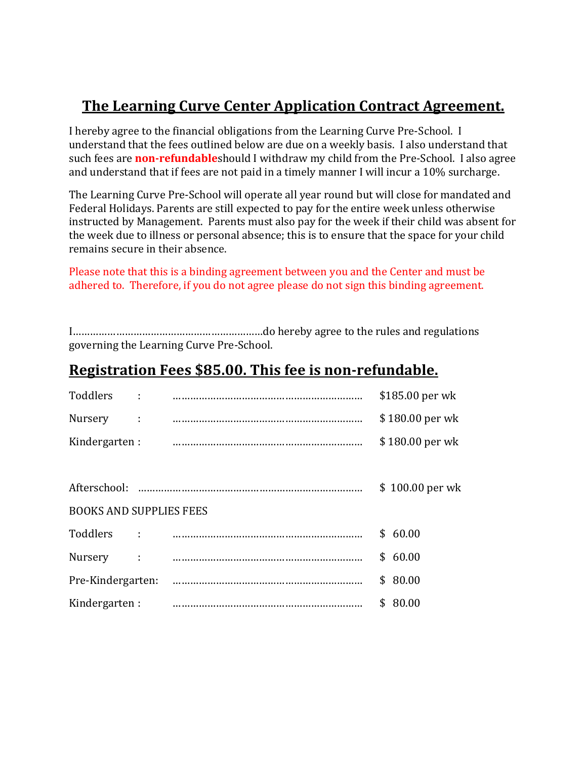# The Learning Curve Center Application Contract Agreement.

I hereby agree to the financial obligations from the Learning Curve Pre-School. I understand that the fees outlined below are due on a weekly basis. I also understand that such fees are **non-refundable**should I withdraw my child from the Pre-School. I also agree and understand that if fees are not paid in a timely manner I will incur a 10% surcharge.

The Learning Curve Pre-School will operate all year round but will close for mandated and Federal Holidays. Parents are still expected to pay for the entire week unless otherwise instructed by Management. Parents must also pay for the week if their child was absent for the week due to illness or personal absence; this is to ensure that the space for your child remains secure in their absence.

Please note that this is a binding agreement between you and the Center and must be adhered to. Therefore, if you do not agree please do not sign this binding agreement.

I…………………………………………………………do hereby agree to the rules and regulations governing the Learning Curve Pre-School.

## Registration Fees $85.00. This fee is non-refundable.

Toddlers : ………………………………………………………… $185.00 per wk

Nursery : ………………………………………………………… $ 180.00 per wk

Kindergarten : ………………………………………………………… $ 180.00 per wk

Afterschool: …………………………………………………………………… $ 100.00 per wk

BOOKS AND SUPPLIES FEES

Toddlers : ………………………………………………………… $ 60.00

Nursery : ………………………………………………………… $ 60.00

Pre-Kindergarten: ………………………………………………………… $ 80.00

Kindergarten : ………………………………………………………… $ 80.00